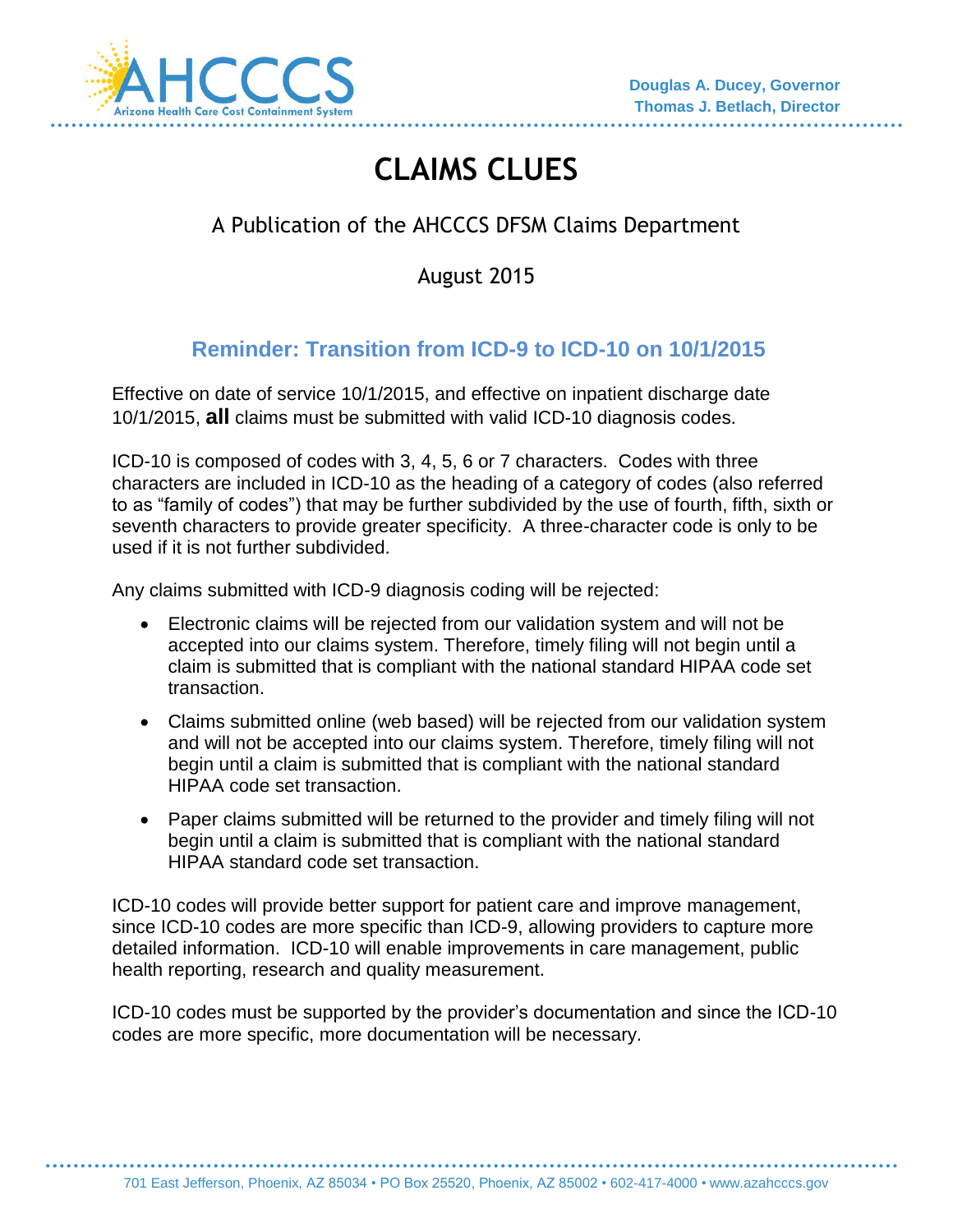Douglas A. Ducey, Governor
Thomas J. Betlach, Director

# CLAIMS CLUES

A Publication of the AHCCCS DFSM Claims Department

August 2015

## Reminder: Transition from ICD-9 to ICD-10 on 10/1/2015

Effective on date of service 10/1/2015, and effective on inpatient discharge date 10/1/2015, **all** claims must be submitted with valid ICD-10 diagnosis codes.

ICD-10 is composed of codes with 3, 4, 5, 6 or 7 characters. Codes with three characters are included in ICD-10 as the heading of a category of codes (also referred to as "family of codes") that may be further subdivided by the use of fourth, fifth, sixth or seventh characters to provide greater specificity. A three-character code is only to be used if it is not further subdivided.

Any claims submitted with ICD-9 diagnosis coding will be rejected:

- Electronic claims will be rejected from our validation system and will not be accepted into our claims system. Therefore, timely filing will not begin until a claim is submitted that is compliant with the national standard HIPAA code set transaction.
- Claims submitted online (web based) will be rejected from our validation system and will not be accepted into our claims system. Therefore, timely filing will not begin until a claim is submitted that is compliant with the national standard HIPAA code set transaction.
- Paper claims submitted will be returned to the provider and timely filing will not begin until a claim is submitted that is compliant with the national standard HIPAA standard code set transaction.

ICD-10 codes will provide better support for patient care and improve management, since ICD-10 codes are more specific than ICD-9, allowing providers to capture more detailed information. ICD-10 will enable improvements in care management, public health reporting, research and quality measurement.

ICD-10 codes must be supported by the provider's documentation and since the ICD-10 codes are more specific, more documentation will be necessary.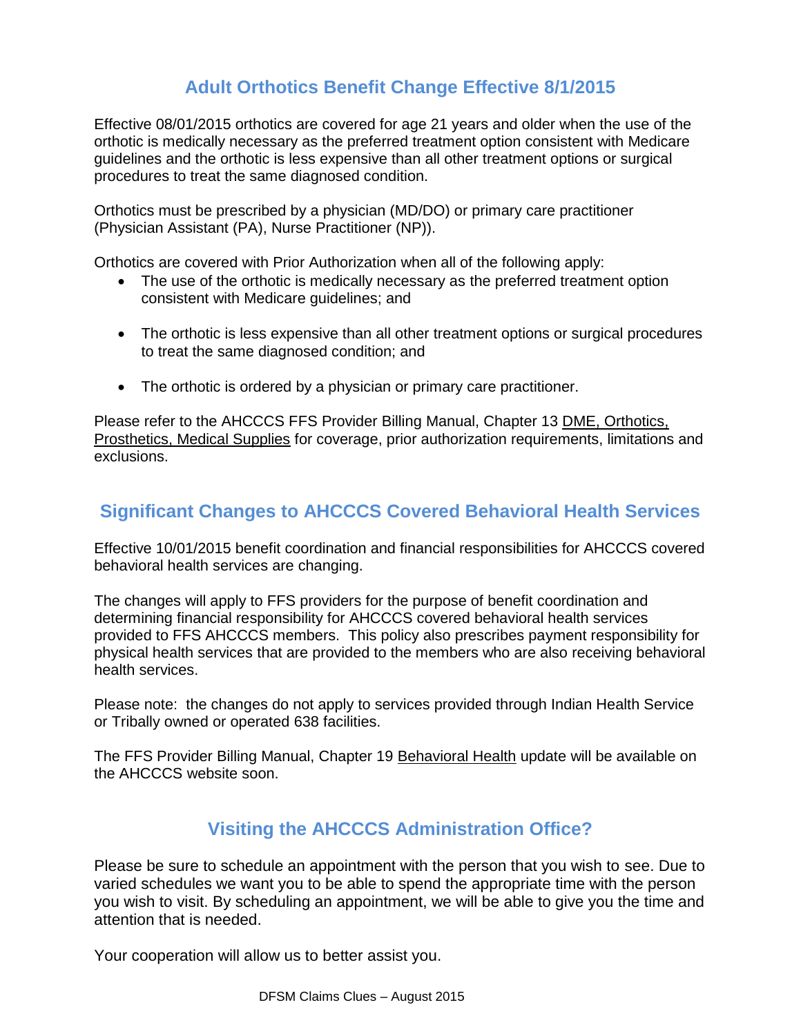## Adult Orthotics Benefit Change Effective 8/1/2015

Effective 08/01/2015 orthotics are covered for age 21 years and older when the use of the orthotic is medically necessary as the preferred treatment option consistent with Medicare guidelines and the orthotic is less expensive than all other treatment options or surgical procedures to treat the same diagnosed condition.

Orthotics must be prescribed by a physician (MD/DO) or primary care practitioner (Physician Assistant (PA), Nurse Practitioner (NP)).

Orthotics are covered with Prior Authorization when all of the following apply:

- The use of the orthotic is medically necessary as the preferred treatment option consistent with Medicare guidelines; and
- The orthotic is less expensive than all other treatment options or surgical procedures to treat the same diagnosed condition; and
- The orthotic is ordered by a physician or primary care practitioner.

Please refer to the AHCCCS FFS Provider Billing Manual, Chapter 13 DME, Orthotics, Prosthetics, Medical Supplies for coverage, prior authorization requirements, limitations and exclusions.

## Significant Changes to AHCCCS Covered Behavioral Health Services

Effective 10/01/2015 benefit coordination and financial responsibilities for AHCCCS covered behavioral health services are changing.

The changes will apply to FFS providers for the purpose of benefit coordination and determining financial responsibility for AHCCCS covered behavioral health services provided to FFS AHCCCS members. This policy also prescribes payment responsibility for physical health services that are provided to the members who are also receiving behavioral health services.

Please note: the changes do not apply to services provided through Indian Health Service or Tribally owned or operated 638 facilities.

The FFS Provider Billing Manual, Chapter 19 Behavioral Health update will be available on the AHCCCS website soon.

## Visiting the AHCCCS Administration Office?

Please be sure to schedule an appointment with the person that you wish to see. Due to varied schedules we want you to be able to spend the appropriate time with the person you wish to visit. By scheduling an appointment, we will be able to give you the time and attention that is needed.

Your cooperation will allow us to better assist you.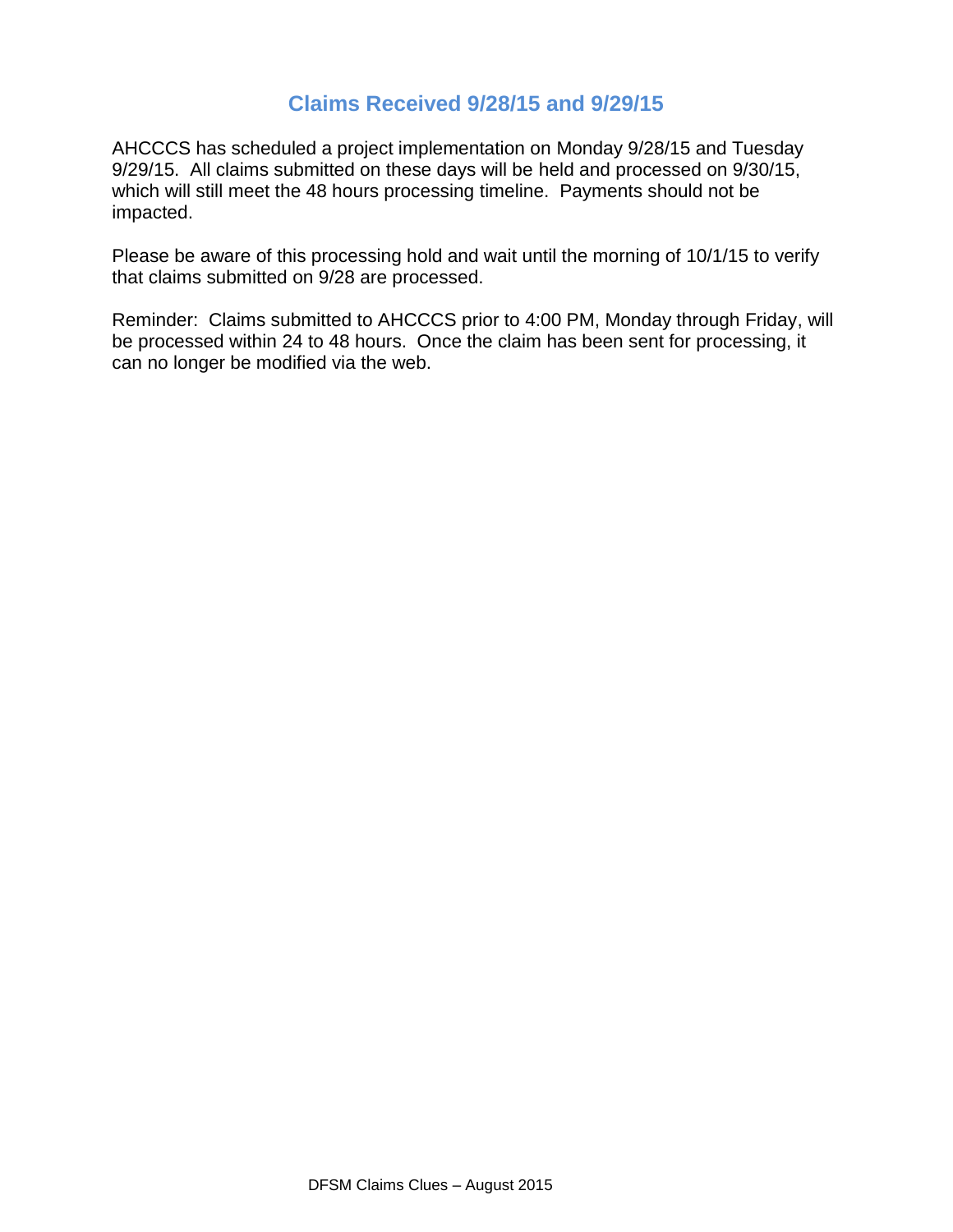## Claims Received 9/28/15 and 9/29/15

AHCCCS has scheduled a project implementation on Monday 9/28/15 and Tuesday 9/29/15. All claims submitted on these days will be held and processed on 9/30/15, which will still meet the 48 hours processing timeline. Payments should not be impacted.

Please be aware of this processing hold and wait until the morning of 10/1/15 to verify that claims submitted on 9/28 are processed.

Reminder: Claims submitted to AHCCCS prior to 4:00 PM, Monday through Friday, will be processed within 24 to 48 hours. Once the claim has been sent for processing, it can no longer be modified via the web.